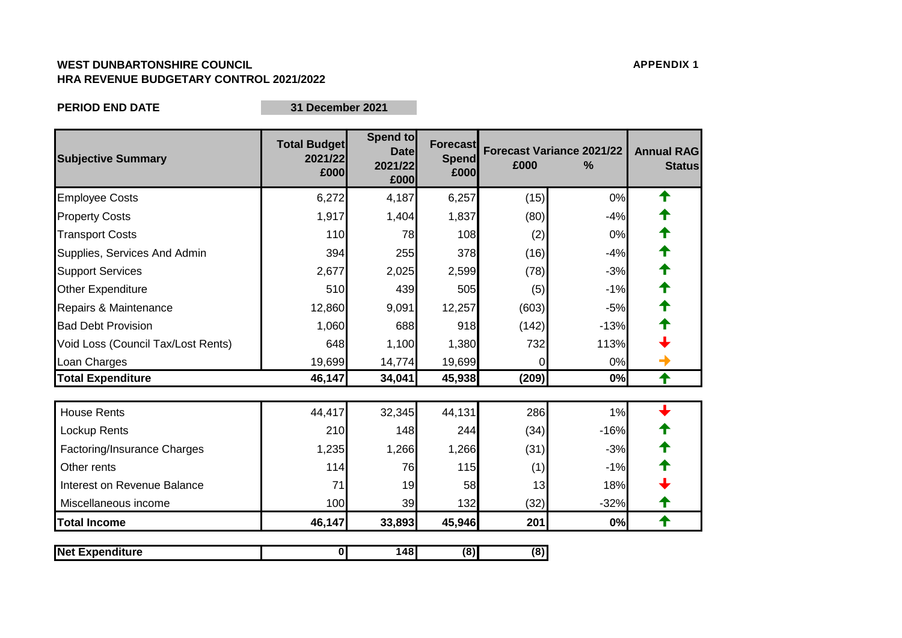**WEST DUNBARTONSHIRE COUNCIL**
**HRA REVENUE BUDGETARY CONTROL 2021/2022**

**APPENDIX 1**

**PERIOD END DATE** **31 December 2021**

| Subjective Summary | Total Budget 2021/22 £000 | Spend to Date 2021/22 £000 | Forecast Spend £000 | Forecast Variance 2021/22 £000 | % | Annual RAG Status |
|---|---|---|---|---|---|---|
| Employee Costs | 6,272 | 4,187 | 6,257 | (15) | 0% | ↑ |
| Property Costs | 1,917 | 1,404 | 1,837 | (80) | -4% | ↑ |
| Transport Costs | 110 | 78 | 108 | (2) | 0% | ↑ |
| Supplies, Services And Admin | 394 | 255 | 378 | (16) | -4% | ↑ |
| Support Services | 2,677 | 2,025 | 2,599 | (78) | -3% | ↑ |
| Other Expenditure | 510 | 439 | 505 | (5) | -1% | ↑ |
| Repairs & Maintenance | 12,860 | 9,091 | 12,257 | (603) | -5% | ↑ |
| Bad Debt Provision | 1,060 | 688 | 918 | (142) | -13% | ↑ |
| Void Loss (Council Tax/Lost Rents) | 648 | 1,100 | 1,380 | 732 | 113% | ↓ |
| Loan Charges | 19,699 | 14,774 | 19,699 | 0 | 0% | → |
| **Total Expenditure** | **46,147** | **34,041** | **45,938** | **(209)** | **0%** | ↑ |
| House Rents | 44,417 | 32,345 | 44,131 | 286 | 1% | ↓ |
| Lockup Rents | 210 | 148 | 244 | (34) | -16% | ↑ |
| Factoring/Insurance Charges | 1,235 | 1,266 | 1,266 | (31) | -3% | ↑ |
| Other rents | 114 | 76 | 115 | (1) | -1% | ↑ |
| Interest on Revenue Balance | 71 | 19 | 58 | 13 | 18% | ↓ |
| Miscellaneous income | 100 | 39 | 132 | (32) | -32% | ↑ |
| **Total Income** | **46,147** | **33,893** | **45,946** | **201** | **0%** | ↑ |
| **Net Expenditure** | **0** | **148** | **(8)** | **(8)** | | |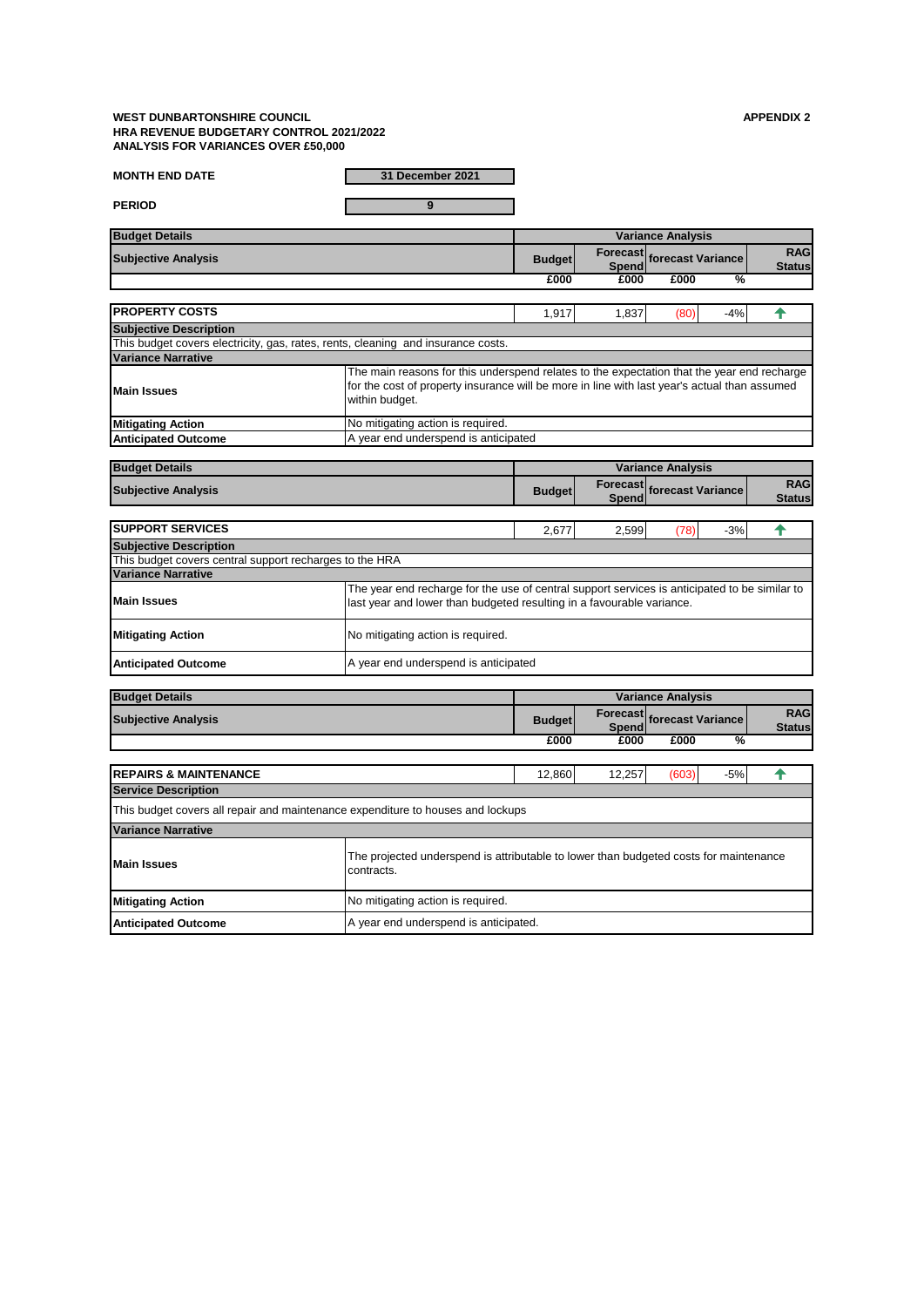**WEST DUNBARTONSHIRE COUNCIL**
**HRA REVENUE BUDGETARY CONTROL 2021/2022**
**ANALYSIS FOR VARIANCES OVER £50,000**

**APPENDIX 2**

| | |
|---|---|
| **MONTH END DATE** | **31 December 2021** |
| **PERIOD** | **9** |

| Budget Details | | Variance Analysis | | | | |
|---|---|---|---|---|---|---|
| **Subjective Analysis** | | **Budget** | **Forecast Spend** | **forecast Variance** | | **RAG Status** |
| | | **£000** | **£000** | **£000** | **%** | |
| **PROPERTY COSTS** | | 1,917 | 1,837 | (80) | -4% | ↑ |
| **Subjective Description** | | | | | | |
| This budget covers electricity, gas, rates, rents, cleaning and insurance costs. | | | | | | |
| **Variance Narrative** | | | | | | |
| **Main Issues** | The main reasons for this underspend relates to the expectation that the year end recharge for the cost of property insurance will be more in line with last year's actual than assumed within budget. | | | | | |
| **Mitigating Action** | No mitigating action is required. | | | | | |
| **Anticipated Outcome** | A year end underspend is anticipated | | | | | |

| Budget Details | | Variance Analysis | | | | |
|---|---|---|---|---|---|---|
| **Subjective Analysis** | | **Budget** | **Forecast Spend** | **forecast Variance** | | **RAG Status** |
| **SUPPORT SERVICES** | | 2,677 | 2,599 | (78) | -3% | ↑ |
| **Subjective Description** | | | | | | |
| This budget covers central support recharges to the HRA | | | | | | |
| **Variance Narrative** | | | | | | |
| **Main Issues** | The year end recharge for the use of central support services is anticipated to be similar to last year and lower than budgeted resulting in a favourable variance. | | | | | |
| **Mitigating Action** | No mitigating action is required. | | | | | |
| **Anticipated Outcome** | A year end underspend is anticipated | | | | | |

| Budget Details | | Variance Analysis | | | | |
|---|---|---|---|---|---|---|
| **Subjective Analysis** | | **Budget** | **Forecast Spend** | **forecast Variance** | | **RAG Status** |
| | | **£000** | **£000** | **£000** | **%** | |
| **REPAIRS & MAINTENANCE** | | 12,860 | 12,257 | (603) | -5% | ↑ |
| **Service Description** | | | | | | |
| This budget covers all repair and maintenance expenditure to houses and lockups | | | | | | |
| **Variance Narrative** | | | | | | |
| **Main Issues** | The projected underspend is attributable to lower than budgeted costs for maintenance contracts. | | | | | |
| **Mitigating Action** | No mitigating action is required. | | | | | |
| **Anticipated Outcome** | A year end underspend is anticipated. | | | | | |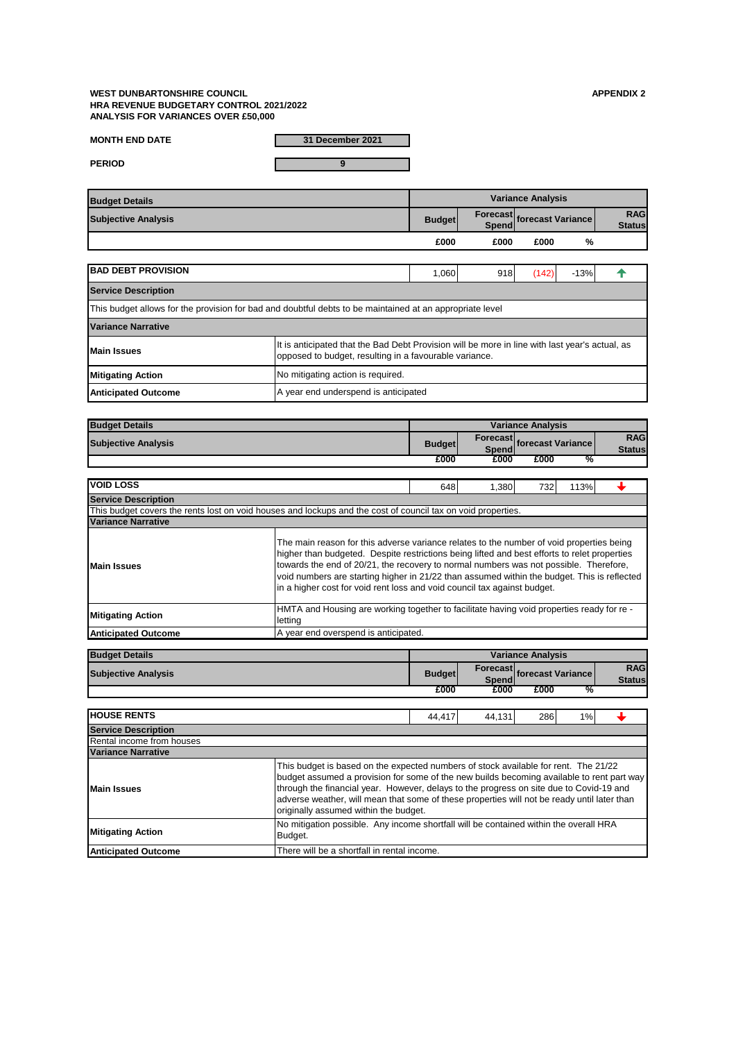**WEST DUNBARTONSHIRE COUNCIL**
**HRA REVENUE BUDGETARY CONTROL 2021/2022**
**ANALYSIS FOR VARIANCES OVER £50,000**

**APPENDIX 2**

| | |
|---|---|
| **MONTH END DATE** | **31 December 2021** |
| **PERIOD** | **9** |

| Budget Details | Variance Analysis | | | | |
|---|---|---|---|---|---|
| **Subjective Analysis** | **Budget** | **Forecast Spend** | **forecast Variance** | | **RAG Status** |
| | **£000** | **£000** | **£000** | **%** | |
| **BAD DEBT PROVISION** | 1,060 | 918 | (142) | -13% | ↑ |

| | |
|---|---|
| **Service Description** | |
| This budget allows for the provision for bad and doubtful debts to be maintained at an appropriate level | |
| **Variance Narrative** | |
| **Main Issues** | It is anticipated that the Bad Debt Provision will be more in line with last year's actual, as opposed to budget, resulting in a favourable variance. |
| **Mitigating Action** | No mitigating action is required. |
| **Anticipated Outcome** | A year end underspend is anticipated |

| Budget Details | Variance Analysis | | | | |
|---|---|---|---|---|---|
| **Subjective Analysis** | **Budget** | **Forecast Spend** | **forecast Variance** | | **RAG Status** |
| | **£000** | **£000** | **£000** | **%** | |
| **VOID LOSS** | 648 | 1,380 | 732 | 113% | ↓ |

| | |
|---|---|
| **Service Description** | |
| This budget covers the rents lost on void houses and lockups and the cost of council tax on void properties. | |
| **Variance Narrative** | |
| **Main Issues** | The main reason for this adverse variance relates to the number of void properties being higher than budgeted. Despite restrictions being lifted and best efforts to relet properties towards the end of 20/21, the recovery to normal numbers was not possible. Therefore, void numbers are starting higher in 21/22 than assumed within the budget. This is reflected in a higher cost for void rent loss and void council tax against budget. |
| **Mitigating Action** | HMTA and Housing are working together to facilitate having void properties ready for re - letting |
| **Anticipated Outcome** | A year end overspend is anticipated. |

| Budget Details | Variance Analysis | | | | |
|---|---|---|---|---|---|
| **Subjective Analysis** | **Budget** | **Forecast Spend** | **forecast Variance** | | **RAG Status** |
| | **£000** | **£000** | **£000** | **%** | |
| **HOUSE RENTS** | 44,417 | 44,131 | 286 | 1% | ↓ |

| | |
|---|---|
| **Service Description** | |
| Rental income from houses | |
| **Variance Narrative** | |
| **Main Issues** | This budget is based on the expected numbers of stock available for rent. The 21/22 budget assumed a provision for some of the new builds becoming available to rent part way through the financial year. However, delays to the progress on site due to Covid-19 and adverse weather, will mean that some of these properties will not be ready until later than originally assumed within the budget. |
| **Mitigating Action** | No mitigation possible. Any income shortfall will be contained within the overall HRA Budget. |
| **Anticipated Outcome** | There will be a shortfall in rental income. |